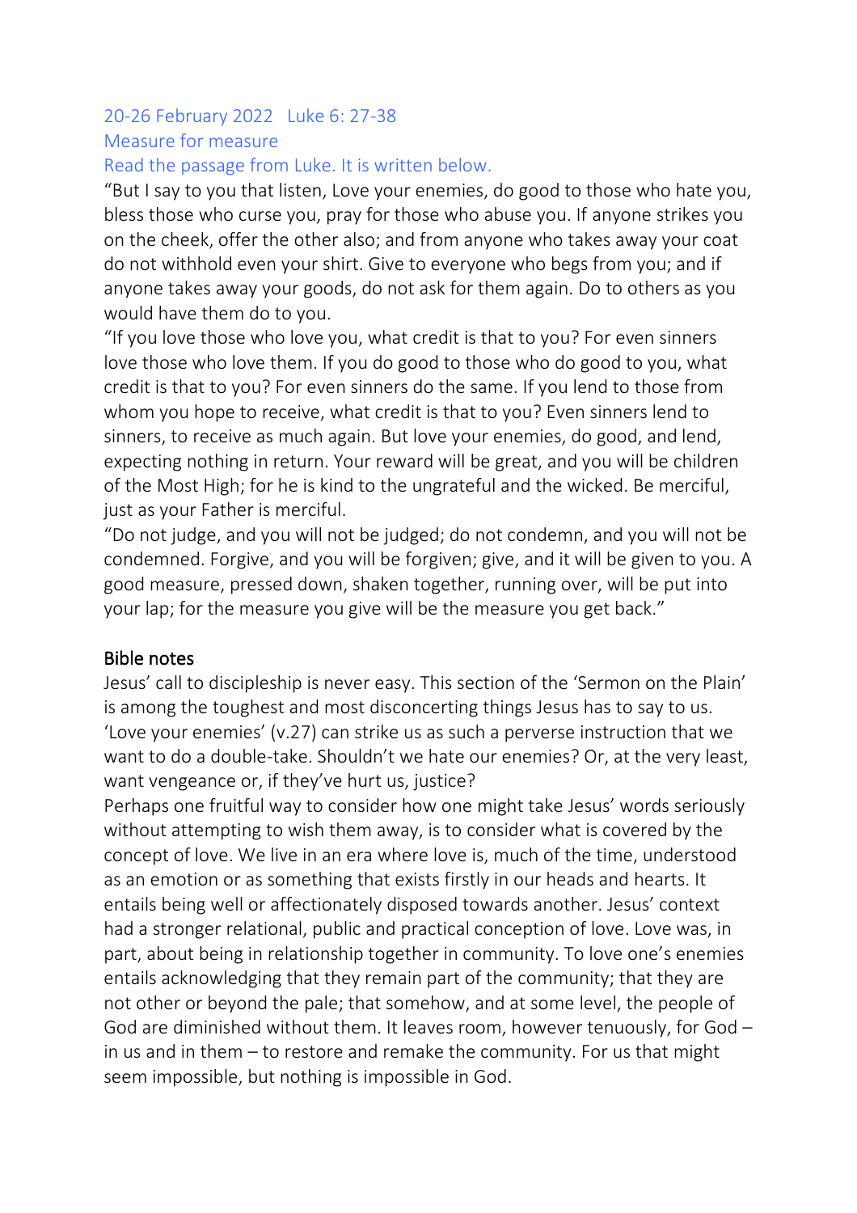## 20-26 February 2022 Luke 6: 27-38

### Measure for measure

Read the passage from Luke. It is written below.

"But I say to you that listen, Love your enemies, do good to those who hate you, bless those who curse you, pray for those who abuse you. If anyone strikes you on the cheek, offer the other also; and from anyone who takes away your coat do not withhold even your shirt. Give to everyone who begs from you; and if anyone takes away your goods, do not ask for them again. Do to others as you would have them do to you.

"If you love those who love you, what credit is that to you? For even sinners love those who love them. If you do good to those who do good to you, what credit is that to you? For even sinners do the same. If you lend to those from whom you hope to receive, what credit is that to you? Even sinners lend to sinners, to receive as much again. But love your enemies, do good, and lend, expecting nothing in return. Your reward will be great, and you will be children of the Most High; for he is kind to the ungrateful and the wicked. Be merciful, just as your Father is merciful.

"Do not judge, and you will not be judged; do not condemn, and you will not be condemned. Forgive, and you will be forgiven; give, and it will be given to you. A good measure, pressed down, shaken together, running over, will be put into your lap; for the measure you give will be the measure you get back."

### Bible notes

Jesus' call to discipleship is never easy. This section of the 'Sermon on the Plain' is among the toughest and most disconcerting things Jesus has to say to us. 'Love your enemies' (v.27) can strike us as such a perverse instruction that we want to do a double-take. Shouldn't we hate our enemies? Or, at the very least, want vengeance or, if they've hurt us, justice?

Perhaps one fruitful way to consider how one might take Jesus' words seriously without attempting to wish them away, is to consider what is covered by the concept of love. We live in an era where love is, much of the time, understood as an emotion or as something that exists firstly in our heads and hearts. It entails being well or affectionately disposed towards another. Jesus' context had a stronger relational, public and practical conception of love. Love was, in part, about being in relationship together in community. To love one's enemies entails acknowledging that they remain part of the community; that they are not other or beyond the pale; that somehow, and at some level, the people of God are diminished without them. It leaves room, however tenuously, for God – in us and in them – to restore and remake the community. For us that might seem impossible, but nothing is impossible in God.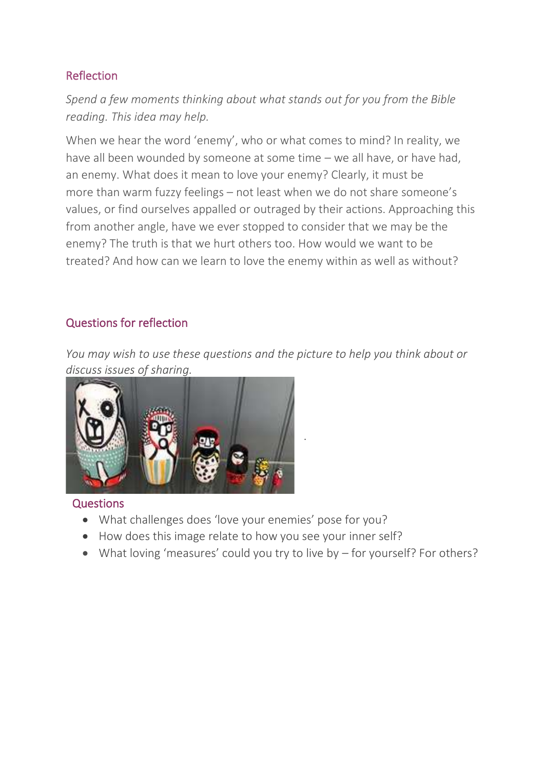## Reflection

*Spend a few moments thinking about what stands out for you from the Bible reading. This idea may help.*

When we hear the word 'enemy', who or what comes to mind? In reality, we have all been wounded by someone at some time – we all have, or have had, an enemy. What does it mean to love your enemy? Clearly, it must be more than warm fuzzy feelings – not least when we do not share someone's values, or find ourselves appalled or outraged by their actions. Approaching this from another angle, have we ever stopped to consider that we may be the enemy? The truth is that we hurt others too. How would we want to be treated? And how can we learn to love the enemy within as well as without?

## Questions for reflection

*You may wish to use these questions and the picture to help you think about or discuss issues of sharing.*

### Questions

- What challenges does 'love your enemies' pose for you?
- How does this image relate to how you see your inner self?
- What loving 'measures' could you try to live by – for yourself? For others?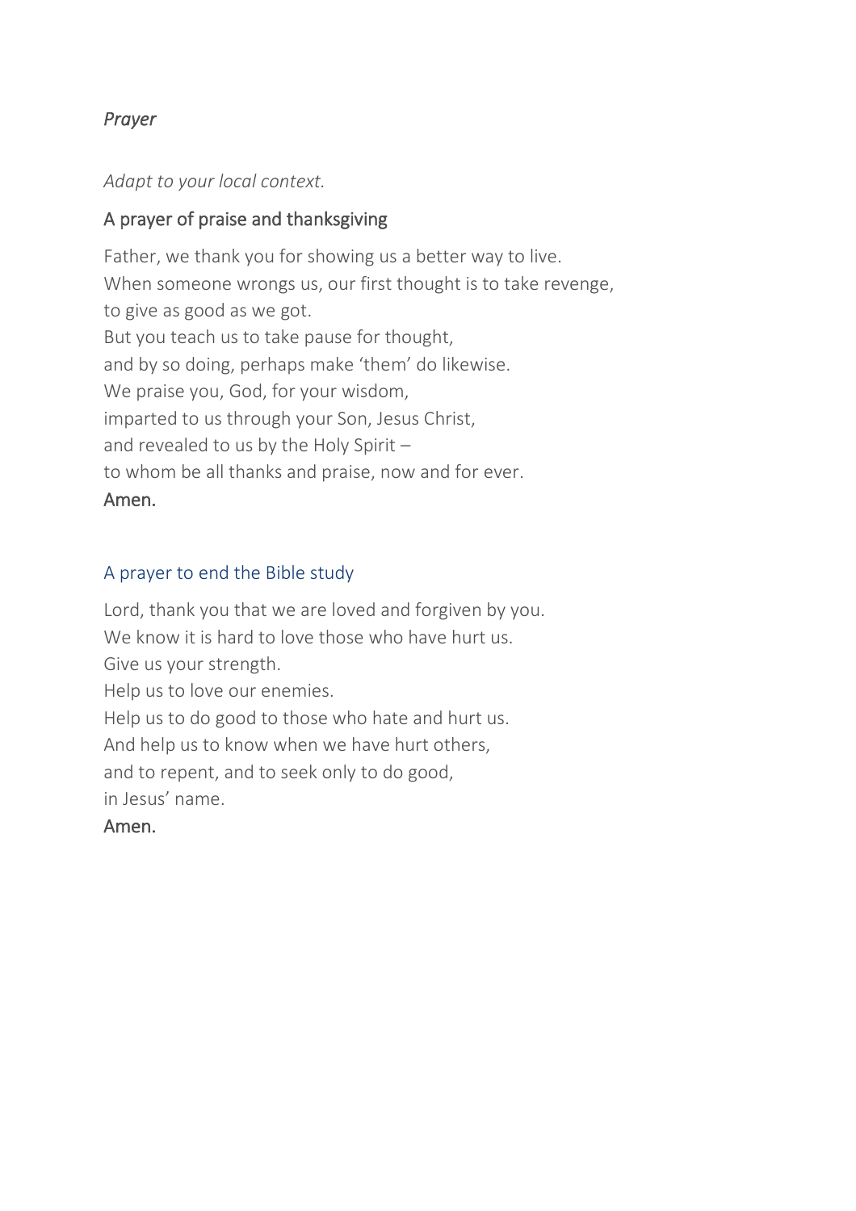*Prayer*

*Adapt to your local context.*

### A prayer of praise and thanksgiving

Father, we thank you for showing us a better way to live.  
When someone wrongs us, our first thought is to take revenge,  
to give as good as we got.  
But you teach us to take pause for thought,  
and by so doing, perhaps make 'them' do likewise.  
We praise you, God, for your wisdom,  
imparted to us through your Son, Jesus Christ,  
and revealed to us by the Holy Spirit –  
to whom be all thanks and praise, now and for ever.  
**Amen.**

### A prayer to end the Bible study

Lord, thank you that we are loved and forgiven by you.  
We know it is hard to love those who have hurt us.  
Give us your strength.  
Help us to love our enemies.  
Help us to do good to those who hate and hurt us.  
And help us to know when we have hurt others,  
and to repent, and to seek only to do good,  
in Jesus' name.  
**Amen.**